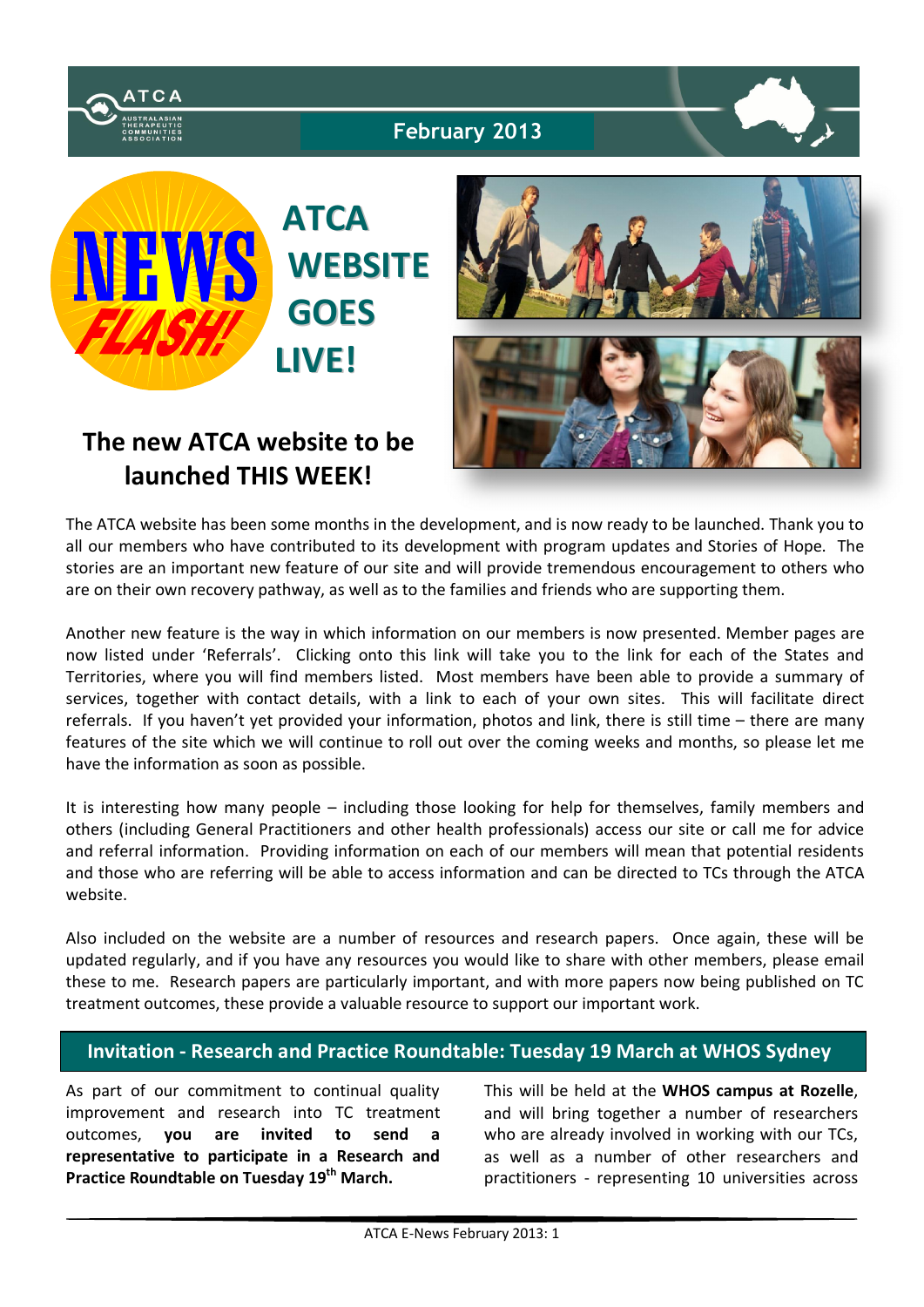ATCA

AUSTRALASIAN THERAPEUTIC COMMUNITIES ASSOCIATION

February 2013

# NEWS FLASH! ATCA WEBSITE GOES LIVE!

## The new ATCA website to be launched THIS WEEK!

The ATCA website has been some months in the development, and is now ready to be launched. Thank you to all our members who have contributed to its development with program updates and Stories of Hope. The stories are an important new feature of our site and will provide tremendous encouragement to others who are on their own recovery pathway, as well as to the families and friends who are supporting them.

Another new feature is the way in which information on our members is now presented. Member pages are now listed under 'Referrals'. Clicking onto this link will take you to the link for each of the States and Territories, where you will find members listed. Most members have been able to provide a summary of services, together with contact details, with a link to each of your own sites. This will facilitate direct referrals. If you haven't yet provided your information, photos and link, there is still time – there are many features of the site which we will continue to roll out over the coming weeks and months, so please let me have the information as soon as possible.

It is interesting how many people – including those looking for help for themselves, family members and others (including General Practitioners and other health professionals) access our site or call me for advice and referral information. Providing information on each of our members will mean that potential residents and those who are referring will be able to access information and can be directed to TCs through the ATCA website.

Also included on the website are a number of resources and research papers. Once again, these will be updated regularly, and if you have any resources you would like to share with other members, please email these to me. Research papers are particularly important, and with more papers now being published on TC treatment outcomes, these provide a valuable resource to support our important work.

## Invitation - Research and Practice Roundtable: Tuesday 19 March at WHOS Sydney

As part of our commitment to continual quality improvement and research into TC treatment outcomes, **you are invited to send a representative to participate in a Research and Practice Roundtable on Tuesday 19th March.**

This will be held at the **WHOS campus at Rozelle**, and will bring together a number of researchers who are already involved in working with our TCs, as well as a number of other researchers and practitioners - representing 10 universities across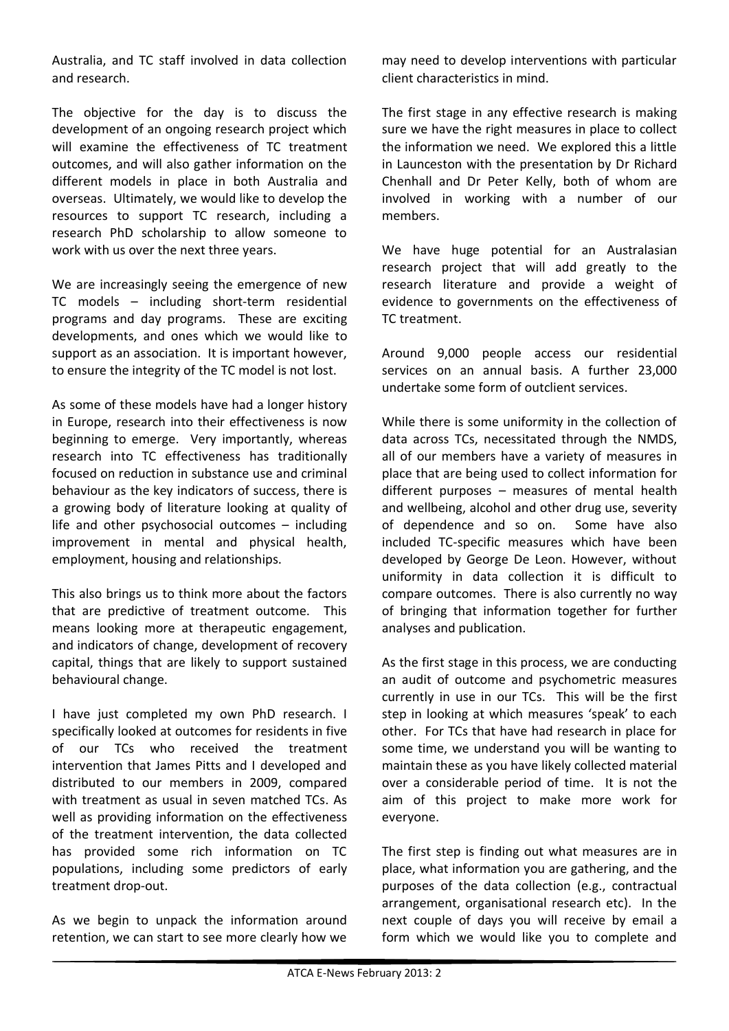Australia, and TC staff involved in data collection and research.

The objective for the day is to discuss the development of an ongoing research project which will examine the effectiveness of TC treatment outcomes, and will also gather information on the different models in place in both Australia and overseas. Ultimately, we would like to develop the resources to support TC research, including a research PhD scholarship to allow someone to work with us over the next three years.

We are increasingly seeing the emergence of new TC models – including short-term residential programs and day programs. These are exciting developments, and ones which we would like to support as an association. It is important however, to ensure the integrity of the TC model is not lost.

As some of these models have had a longer history in Europe, research into their effectiveness is now beginning to emerge. Very importantly, whereas research into TC effectiveness has traditionally focused on reduction in substance use and criminal behaviour as the key indicators of success, there is a growing body of literature looking at quality of life and other psychosocial outcomes – including improvement in mental and physical health, employment, housing and relationships.

This also brings us to think more about the factors that are predictive of treatment outcome. This means looking more at therapeutic engagement, and indicators of change, development of recovery capital, things that are likely to support sustained behavioural change.

I have just completed my own PhD research. I specifically looked at outcomes for residents in five of our TCs who received the treatment intervention that James Pitts and I developed and distributed to our members in 2009, compared with treatment as usual in seven matched TCs. As well as providing information on the effectiveness of the treatment intervention, the data collected has provided some rich information on TC populations, including some predictors of early treatment drop-out.

As we begin to unpack the information around retention, we can start to see more clearly how we may need to develop interventions with particular client characteristics in mind.

The first stage in any effective research is making sure we have the right measures in place to collect the information we need. We explored this a little in Launceston with the presentation by Dr Richard Chenhall and Dr Peter Kelly, both of whom are involved in working with a number of our members.

We have huge potential for an Australasian research project that will add greatly to the research literature and provide a weight of evidence to governments on the effectiveness of TC treatment.

Around 9,000 people access our residential services on an annual basis. A further 23,000 undertake some form of outclient services.

While there is some uniformity in the collection of data across TCs, necessitated through the NMDS, all of our members have a variety of measures in place that are being used to collect information for different purposes – measures of mental health and wellbeing, alcohol and other drug use, severity of dependence and so on. Some have also included TC-specific measures which have been developed by George De Leon. However, without uniformity in data collection it is difficult to compare outcomes. There is also currently no way of bringing that information together for further analyses and publication.

As the first stage in this process, we are conducting an audit of outcome and psychometric measures currently in use in our TCs. This will be the first step in looking at which measures 'speak' to each other. For TCs that have had research in place for some time, we understand you will be wanting to maintain these as you have likely collected material over a considerable period of time. It is not the aim of this project to make more work for everyone.

The first step is finding out what measures are in place, what information you are gathering, and the purposes of the data collection (e.g., contractual arrangement, organisational research etc). In the next couple of days you will receive by email a form which we would like you to complete and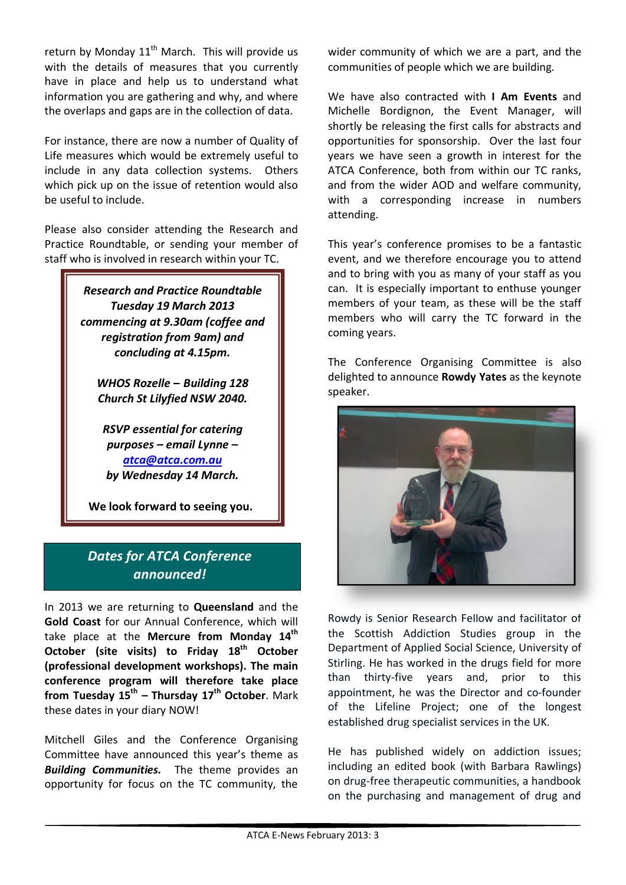return by Monday 11th March. This will provide us with the details of measures that you currently have in place and help us to understand what information you are gathering and why, and where the overlaps and gaps are in the collection of data.

For instance, there are now a number of Quality of Life measures which would be extremely useful to include in any data collection systems. Others which pick up on the issue of retention would also be useful to include.

Please also consider attending the Research and Practice Roundtable, or sending your member of staff who is involved in research within your TC.

***Research and Practice Roundtable Tuesday 19 March 2013 commencing at 9.30am (coffee and registration from 9am) and concluding at 4.15pm.***

***WHOS Rozelle – Building 128 Church St Lilyfied NSW 2040.***

***RSVP essential for catering purposes – email Lynne – [atca@atca.com.au](mailto:atca@atca.com.au) by Wednesday 14 March.***

**We look forward to seeing you.**

## *Dates for ATCA Conference announced!*

In 2013 we are returning to **Queensland** and the **Gold Coast** for our Annual Conference, which will take place at the **Mercure from Monday 14th October (site visits) to Friday 18th October (professional development workshops). The main conference program will therefore take place from Tuesday 15th – Thursday 17th October**. Mark these dates in your diary NOW!

Mitchell Giles and the Conference Organising Committee have announced this year's theme as ***Building Communities.*** The theme provides an opportunity for focus on the TC community, the wider community of which we are a part, and the communities of people which we are building.

We have also contracted with **I Am Events** and Michelle Bordignon, the Event Manager, will shortly be releasing the first calls for abstracts and opportunities for sponsorship. Over the last four years we have seen a growth in interest for the ATCA Conference, both from within our TC ranks, and from the wider AOD and welfare community, with a corresponding increase in numbers attending.

This year's conference promises to be a fantastic event, and we therefore encourage you to attend and to bring with you as many of your staff as you can. It is especially important to enthuse younger members of your team, as these will be the staff members who will carry the TC forward in the coming years.

The Conference Organising Committee is also delighted to announce **Rowdy Yates** as the keynote speaker.

Rowdy is Senior Research Fellow and facilitator of the Scottish Addiction Studies group in the Department of Applied Social Science, University of Stirling. He has worked in the drugs field for more than thirty-five years and, prior to this appointment, he was the Director and co-founder of the Lifeline Project; one of the longest established drug specialist services in the UK.

He has published widely on addiction issues; including an edited book (with Barbara Rawlings) on drug-free therapeutic communities, a handbook on the purchasing and management of drug and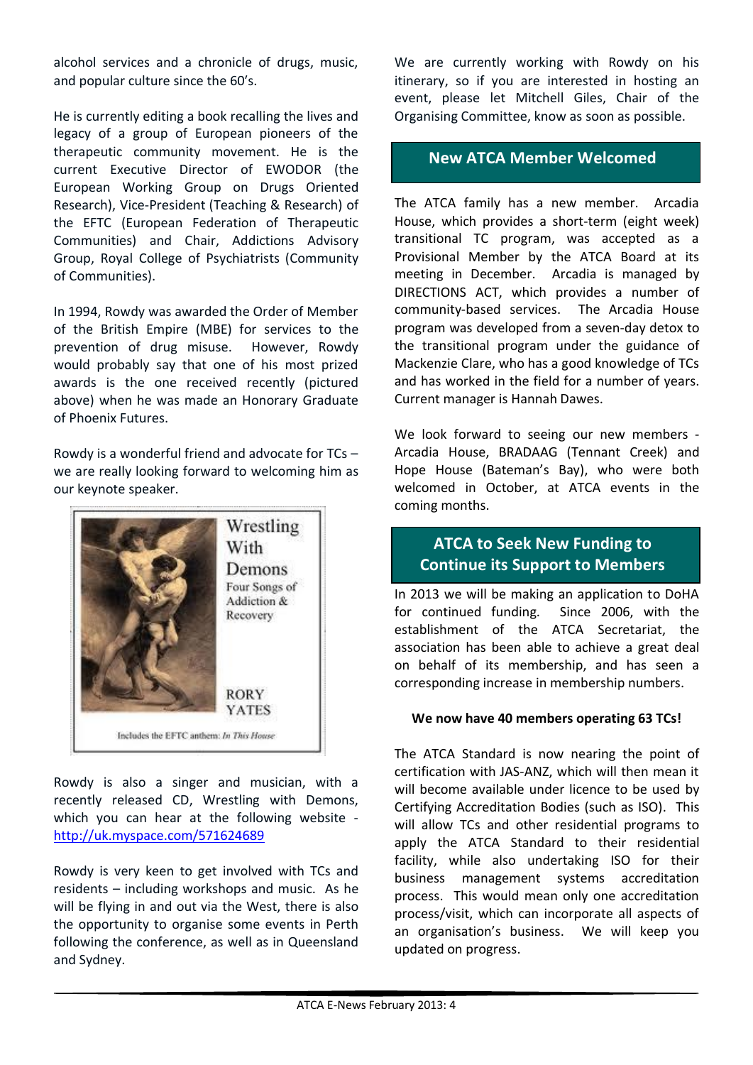alcohol services and a chronicle of drugs, music, and popular culture since the 60's.

He is currently editing a book recalling the lives and legacy of a group of European pioneers of the therapeutic community movement. He is the current Executive Director of EWODOR (the European Working Group on Drugs Oriented Research), Vice-President (Teaching & Research) of the EFTC (European Federation of Therapeutic Communities) and Chair, Addictions Advisory Group, Royal College of Psychiatrists (Community of Communities).

In 1994, Rowdy was awarded the Order of Member of the British Empire (MBE) for services to the prevention of drug misuse. However, Rowdy would probably say that one of his most prized awards is the one received recently (pictured above) when he was made an Honorary Graduate of Phoenix Futures.

Rowdy is a wonderful friend and advocate for TCs – we are really looking forward to welcoming him as our keynote speaker.

Wrestling With Demons
Four Songs of Addiction & Recovery

RORY YATES

Includes the EFTC anthem: *In This House*

Rowdy is also a singer and musician, with a recently released CD, Wrestling with Demons, which you can hear at the following website - http://uk.myspace.com/571624689

Rowdy is very keen to get involved with TCs and residents – including workshops and music. As he will be flying in and out via the West, there is also the opportunity to organise some events in Perth following the conference, as well as in Queensland and Sydney.

We are currently working with Rowdy on his itinerary, so if you are interested in hosting an event, please let Mitchell Giles, Chair of the Organising Committee, know as soon as possible.

## New ATCA Member Welcomed

The ATCA family has a new member. Arcadia House, which provides a short-term (eight week) transitional TC program, was accepted as a Provisional Member by the ATCA Board at its meeting in December. Arcadia is managed by DIRECTIONS ACT, which provides a number of community-based services. The Arcadia House program was developed from a seven-day detox to the transitional program under the guidance of Mackenzie Clare, who has a good knowledge of TCs and has worked in the field for a number of years. Current manager is Hannah Dawes.

We look forward to seeing our new members - Arcadia House, BRADAAG (Tennant Creek) and Hope House (Bateman's Bay), who were both welcomed in October, at ATCA events in the coming months.

## ATCA to Seek New Funding to Continue its Support to Members

In 2013 we will be making an application to DoHA for continued funding. Since 2006, with the establishment of the ATCA Secretariat, the association has been able to achieve a great deal on behalf of its membership, and has seen a corresponding increase in membership numbers.

**We now have 40 members operating 63 TCs!**

The ATCA Standard is now nearing the point of certification with JAS-ANZ, which will then mean it will become available under licence to be used by Certifying Accreditation Bodies (such as ISO). This will allow TCs and other residential programs to apply the ATCA Standard to their residential facility, while also undertaking ISO for their business management systems accreditation process. This would mean only one accreditation process/visit, which can incorporate all aspects of an organisation's business. We will keep you updated on progress.